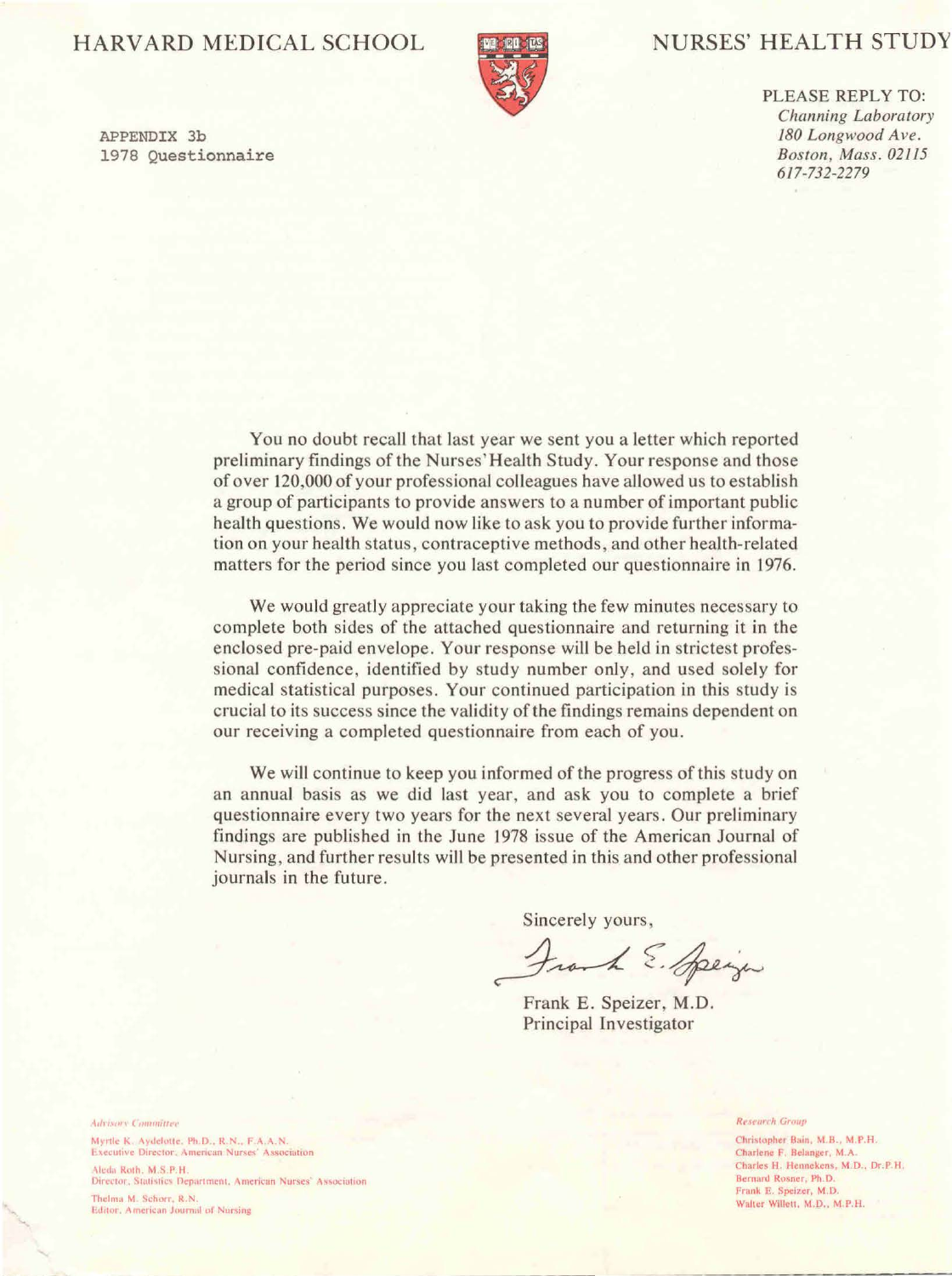HARVARD MEDICAL SCHOOL

NURSES' HEALTH STUDY

APPENDIX 3b
1978 Questionnaire

PLEASE REPLY TO:
*Channing Laboratory*
*180 Longwood Ave.*
*Boston, Mass. 02115*
*617-732-2279*

You no doubt recall that last year we sent you a letter which reported preliminary findings of the Nurses' Health Study. Your response and those of over 120,000 of your professional colleagues have allowed us to establish a group of participants to provide answers to a number of important public health questions. We would now like to ask you to provide further information on your health status, contraceptive methods, and other health-related matters for the period since you last completed our questionnaire in 1976.

We would greatly appreciate your taking the few minutes necessary to complete both sides of the attached questionnaire and returning it in the enclosed pre-paid envelope. Your response will be held in strictest professional confidence, identified by study number only, and used solely for medical statistical purposes. Your continued participation in this study is crucial to its success since the validity of the findings remains dependent on our receiving a completed questionnaire from each of you.

We will continue to keep you informed of the progress of this study on an annual basis as we did last year, and ask you to complete a brief questionnaire every two years for the next several years. Our preliminary findings are published in the June 1978 issue of the American Journal of Nursing, and further results will be presented in this and other professional journals in the future.

Sincerely yours,

Frank E. Speizer

Frank E. Speizer, M.D.
Principal Investigator

*Advisory Committee*

Myrtle K. Aydelotte, Ph.D., R.N., F.A.A.N.
Executive Director, American Nurses' Association

Aleda Roth, M.S.P.H.
Director, Statistics Department, American Nurses' Association

Thelma M. Schorr, R.N.
Editor, American Journal of Nursing

*Research Group*

Christopher Bain, M.B., M.P.H.
Charlene F. Belanger, M.A.
Charles H. Hennekens, M.D., Dr.P.H.
Bernard Rosner, Ph.D.
Frank E. Speizer, M.D.
Walter Willett, M.D., M.P.H.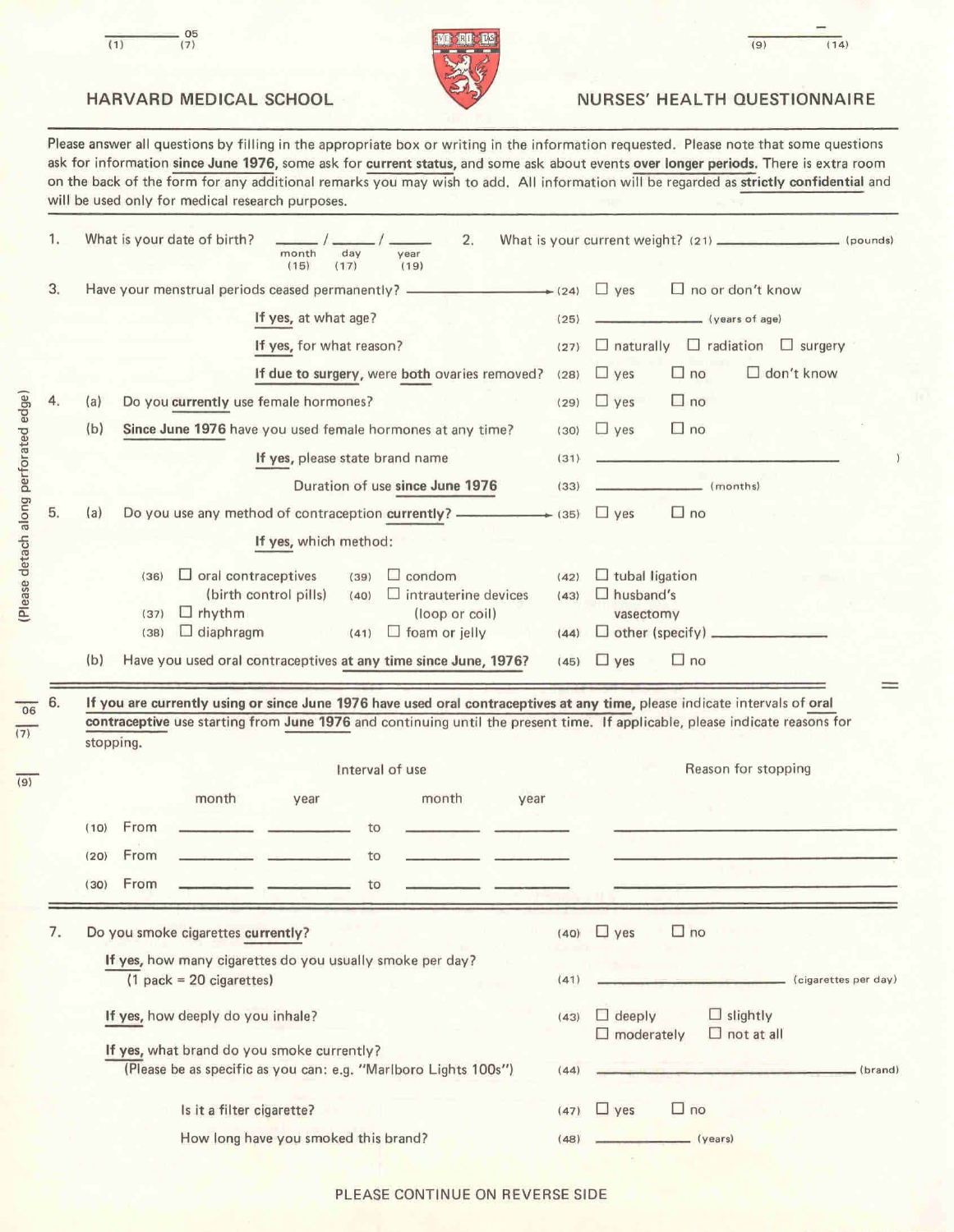(1) 05 (7) (9) (14)

# HARVARD MEDICAL SCHOOL — NURSES' HEALTH QUESTIONNAIRE

Please answer all questions by filling in the appropriate box or writing in the information requested. Please note that some questions ask for information **since June 1976**, some ask for **current status**, and some ask about events **over longer periods.** There is extra room on the back of the form for any additional remarks you may wish to add. All information will be regarded as **strictly confidential** and will be used only for medical research purposes.

1. What is your date of birth? ____ / ____ / ____ month (15) day (17) year (19)

2. What is your current weight? (21) ____________ (pounds)

3. Have your menstrual periods ceased permanently? → (24) ☐ yes ☐ no or don't know
   - **If yes,** at what age? (25) ____________ (years of age)
   - **If yes,** for what reason? (27) ☐ naturally ☐ radiation ☐ surgery
   - **If due to surgery,** were **both** ovaries removed? (28) ☐ yes ☐ no ☐ don't know

4. (a) Do you **currently** use female hormones? (29) ☐ yes ☐ no
   (b) **Since June 1976** have you used female hormones at any time? (30) ☐ yes ☐ no
   - **If yes,** please state brand name (31) ____________
   - Duration of use **since June 1976** (33) ____________ (months)

5. (a) Do you use any method of contraception **currently?** → (35) ☐ yes ☐ no
   - **If yes,** which method:
     - (36) ☐ oral contraceptives (birth control pills)
     - (37) ☐ rhythm
     - (38) ☐ diaphragm
     - (39) ☐ condom
     - (40) ☐ intrauterine devices (loop or coil)
     - (41) ☐ foam or jelly
     - (42) ☐ tubal ligation
     - (43) ☐ husband's vasectomy
     - (44) ☐ other (specify) ____________

   (b) Have you used oral contraceptives **at any time since June, 1976?** (45) ☐ yes ☐ no

(Please detach along perforated edge)

06 (7) (9)

6. **If you are currently using or since June 1976 have used oral contraceptives at any time,** please indicate intervals of **oral contraceptive** use starting from **June 1976** and continuing until the present time. If applicable, please indicate reasons for stopping.

| | Interval of use | | | | | Reason for stopping |
|---|---|---|---|---|---|---|
| | | month | year | | month | year | |
| (10) | From | ______ | ______ | to | ______ | ______ | ____________ |
| (20) | From | ______ | ______ | to | ______ | ______ | ____________ |
| (30) | From | ______ | ______ | to | ______ | ______ | ____________ |

7. Do you smoke cigarettes **currently?** (40) ☐ yes ☐ no
   - **If yes,** how many cigarettes do you usually smoke per day? (1 pack = 20 cigarettes) (41) ____________ (cigarettes per day)
   - **If yes,** how deeply do you inhale? (43) ☐ deeply ☐ slightly ☐ moderately ☐ not at all
   - **If yes,** what brand do you smoke currently? (Please be as specific as you can: e.g. "Marlboro Lights 100s") (44) ____________ (brand)
   - Is it a filter cigarette? (47) ☐ yes ☐ no
   - How long have you smoked this brand? (48) ____________ (years)

PLEASE CONTINUE ON REVERSE SIDE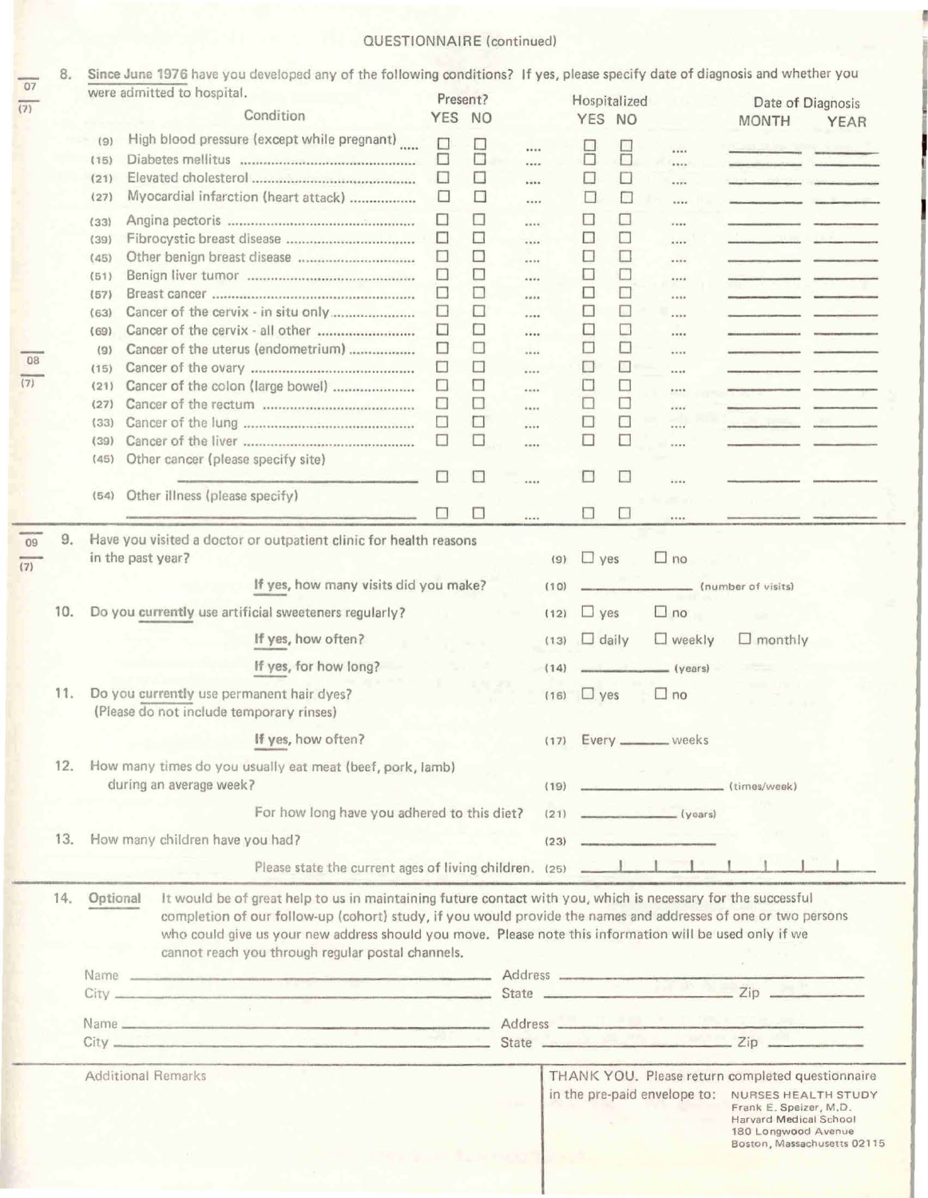QUESTIONNAIRE (continued)

07 / (7)

8. Since June 1976 have you developed any of the following conditions? If yes, please specify date of diagnosis and whether you were admitted to hospital.

| Condition | Present? YES | NO | Hospitalized YES | NO | Date of Diagnosis MONTH | YEAR |
|---|---|---|---|---|---|---|
| (9) High blood pressure (except while pregnant) | ☐ | ☐ | ☐ | ☐ | ______ | ______ |
| (15) Diabetes mellitus | ☐ | ☐ | ☐ | ☐ | ______ | ______ |
| (21) Elevated cholesterol | ☐ | ☐ | ☐ | ☐ | ______ | ______ |
| (27) Myocardial infarction (heart attack) | ☐ | ☐ | ☐ | ☐ | ______ | ______ |
| (33) Angina pectoris | ☐ | ☐ | ☐ | ☐ | ______ | ______ |
| (39) Fibrocystic breast disease | ☐ | ☐ | ☐ | ☐ | ______ | ______ |
| (45) Other benign breast disease | ☐ | ☐ | ☐ | ☐ | ______ | ______ |
| (51) Benign liver tumor | ☐ | ☐ | ☐ | ☐ | ______ | ______ |
| (57) Breast cancer | ☐ | ☐ | ☐ | ☐ | ______ | ______ |
| (63) Cancer of the cervix - in situ only | ☐ | ☐ | ☐ | ☐ | ______ | ______ |
| (69) Cancer of the cervix - all other | ☐ | ☐ | ☐ | ☐ | ______ | ______ |
| 08 / (7) (9) Cancer of the uterus (endometrium) | ☐ | ☐ | ☐ | ☐ | ______ | ______ |
| (15) Cancer of the ovary | ☐ | ☐ | ☐ | ☐ | ______ | ______ |
| (21) Cancer of the colon (large bowel) | ☐ | ☐ | ☐ | ☐ | ______ | ______ |
| (27) Cancer of the rectum | ☐ | ☐ | ☐ | ☐ | ______ | ______ |
| (33) Cancer of the lung | ☐ | ☐ | ☐ | ☐ | ______ | ______ |
| (39) Cancer of the liver | ☐ | ☐ | ☐ | ☐ | ______ | ______ |
| (45) Other cancer (please specify site) ______ | ☐ | ☐ | ☐ | ☐ | ______ | ______ |
| (54) Other illness (please specify) ______ | ☐ | ☐ | ☐ | ☐ | ______ | ______ |

09 / (7)

9. Have you visited a doctor or outpatient clinic for health reasons in the past year? (9) ☐ yes ☐ no

If yes, how many visits did you make? (10) ______ (number of visits)

10. Do you currently use artificial sweeteners regularly? (12) ☐ yes ☐ no

If yes, how often? (13) ☐ daily ☐ weekly ☐ monthly

If yes, for how long? (14) ______ (years)

11. Do you currently use permanent hair dyes? (Please do not include temporary rinses) (16) ☐ yes ☐ no

If yes, how often? (17) Every ______ weeks

12. How many times do you usually eat meat (beef, pork, lamb) during an average week? (19) ______ (times/week)

For how long have you adhered to this diet? (21) ______ (years)

13. How many children have you had? (23) ______

Please state the current ages of living children. (25) ___|___|___|___|___|___|___|___

14. Optional It would be of great help to us in maintaining future contact with you, which is necessary for the successful completion of our follow-up (cohort) study, if you would provide the names and addresses of one or two persons who could give us your new address should you move. Please note this information will be used only if we cannot reach you through regular postal channels.

Name ______ Address ______
City ______ State ______ Zip ______

Name ______ Address ______
City ______ State ______ Zip ______

Additional Remarks

THANK YOU. Please return completed questionnaire in the pre-paid envelope to: NURSES HEALTH STUDY
Frank E. Speizer, M.D.
Harvard Medical School
180 Longwood Avenue
Boston, Massachusetts 02115